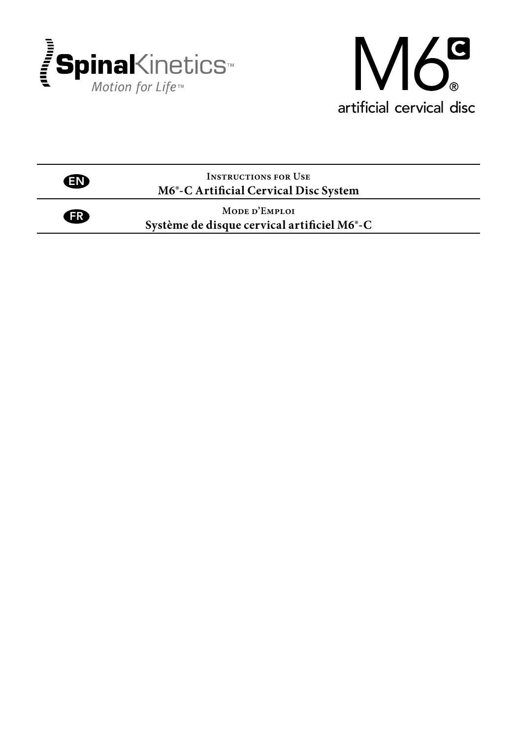SpinalKinetics™
*Motion for Life™*

M6®-C
artificial cervical disc

| | |
|---|---|
| EN | **Instructions for Use**<br>**M6®-C Artificial Cervical Disc System** |
| FR | **Mode d'Emploi**<br>**Système de disque cervical artificiel M6®-C** |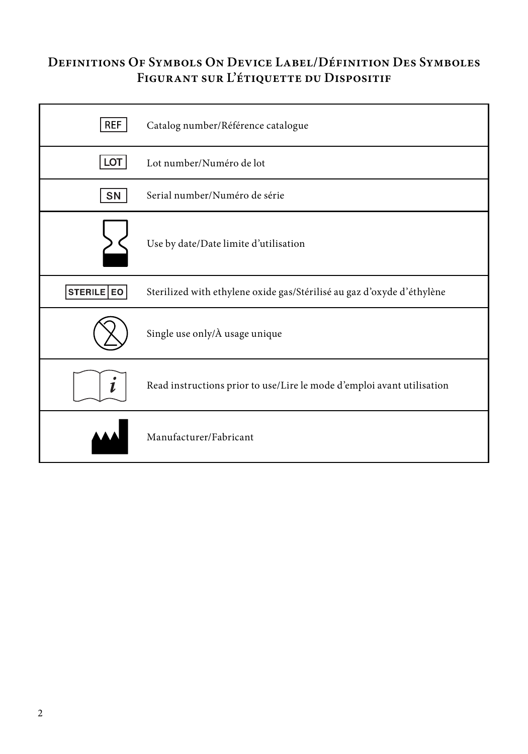## Definitions Of Symbols On Device Label/Définition Des Symboles Figurant sur L'étiquette du Dispositif

| | |
|---|---|
| REF | Catalog number/Référence catalogue |
| LOT | Lot number/Numéro de lot |
| SN | Serial number/Numéro de série |
| | Use by date/Date limite d'utilisation |
| STERILE EO | Sterilized with ethylene oxide gas/Stérilisé au gaz d'oxyde d'éthylène |
| | Single use only/À usage unique |
| i | Read instructions prior to use/Lire le mode d'emploi avant utilisation |
| | Manufacturer/Fabricant |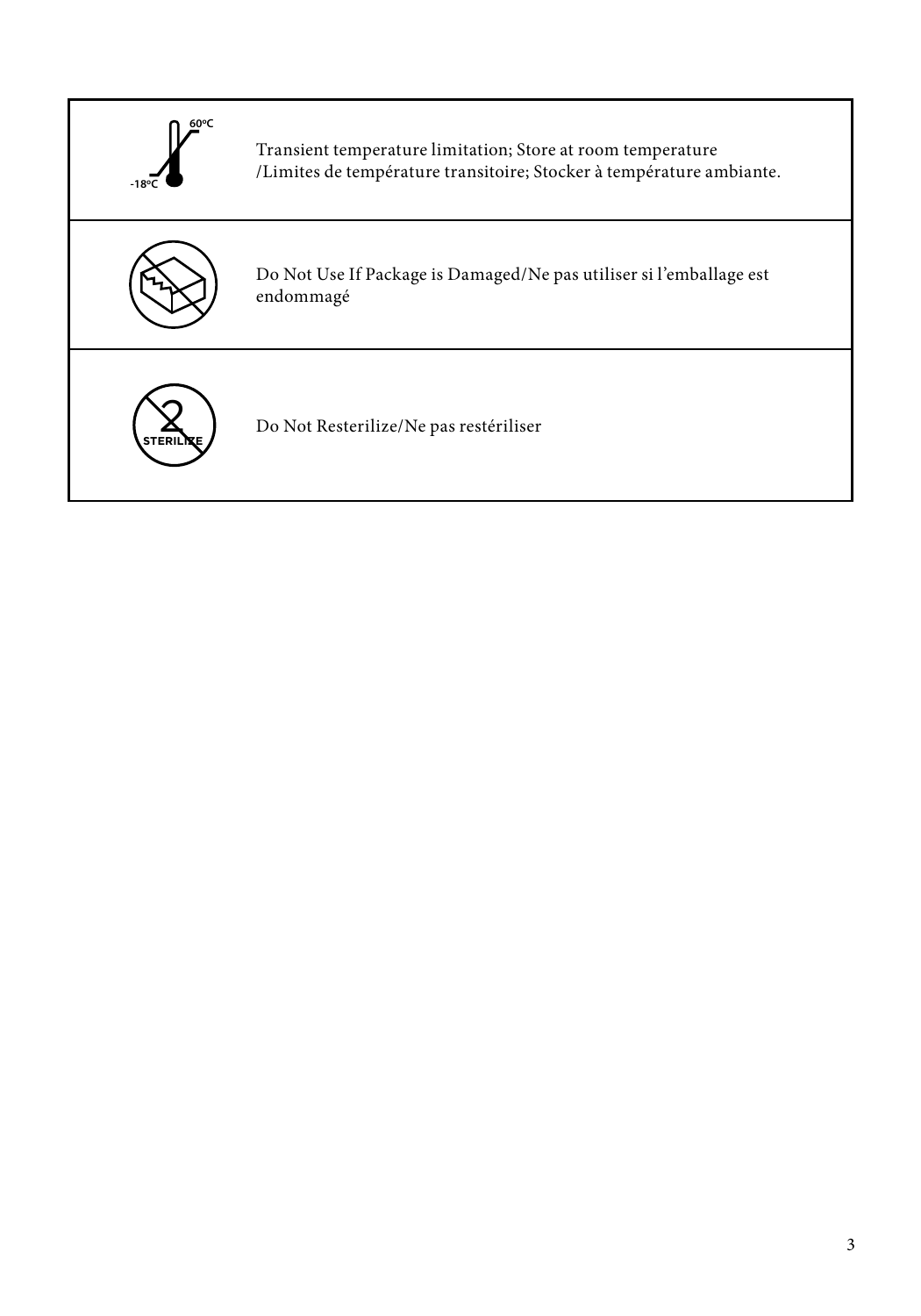| | |
|---|---|
| 60ºC<br>-18ºC | Transient temperature limitation; Store at room temperature<br>/Limites de température transitoire; Stocker à température ambiante. |
| | Do Not Use If Package is Damaged/Ne pas utiliser si l'emballage est endommagé |
| STERILIZE | Do Not Resterilize/Ne pas restériliser |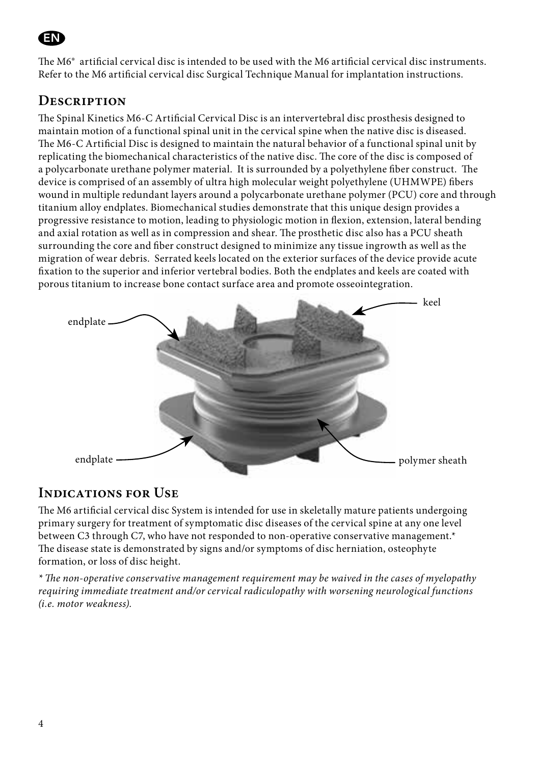The M6® artificial cervical disc is intended to be used with the M6 artificial cervical disc instruments. Refer to the M6 artificial cervical disc Surgical Technique Manual for implantation instructions.

## Description

The Spinal Kinetics M6-C Artificial Cervical Disc is an intervertebral disc prosthesis designed to maintain motion of a functional spinal unit in the cervical spine when the native disc is diseased. The M6-C Artificial Disc is designed to maintain the natural behavior of a functional spinal unit by replicating the biomechanical characteristics of the native disc. The core of the disc is composed of a polycarbonate urethane polymer material. It is surrounded by a polyethylene fiber construct. The device is comprised of an assembly of ultra high molecular weight polyethylene (UHMWPE) fibers wound in multiple redundant layers around a polycarbonate urethane polymer (PCU) core and through titanium alloy endplates. Biomechanical studies demonstrate that this unique design provides a progressive resistance to motion, leading to physiologic motion in flexion, extension, lateral bending and axial rotation as well as in compression and shear. The prosthetic disc also has a PCU sheath surrounding the core and fiber construct designed to minimize any tissue ingrowth as well as the migration of wear debris. Serrated keels located on the exterior surfaces of the device provide acute fixation to the superior and inferior vertebral bodies. Both the endplates and keels are coated with porous titanium to increase bone contact surface area and promote osseointegration.

endplate

keel

endplate

polymer sheath

## Indications for Use

The M6 artificial cervical disc System is intended for use in skeletally mature patients undergoing primary surgery for treatment of symptomatic disc diseases of the cervical spine at any one level between C3 through C7, who have not responded to non-operative conservative management.* The disease state is demonstrated by signs and/or symptoms of disc herniation, osteophyte formation, or loss of disc height.

*\* The non-operative conservative management requirement may be waived in the cases of myelopathy requiring immediate treatment and/or cervical radiculopathy with worsening neurological functions (i.e. motor weakness).*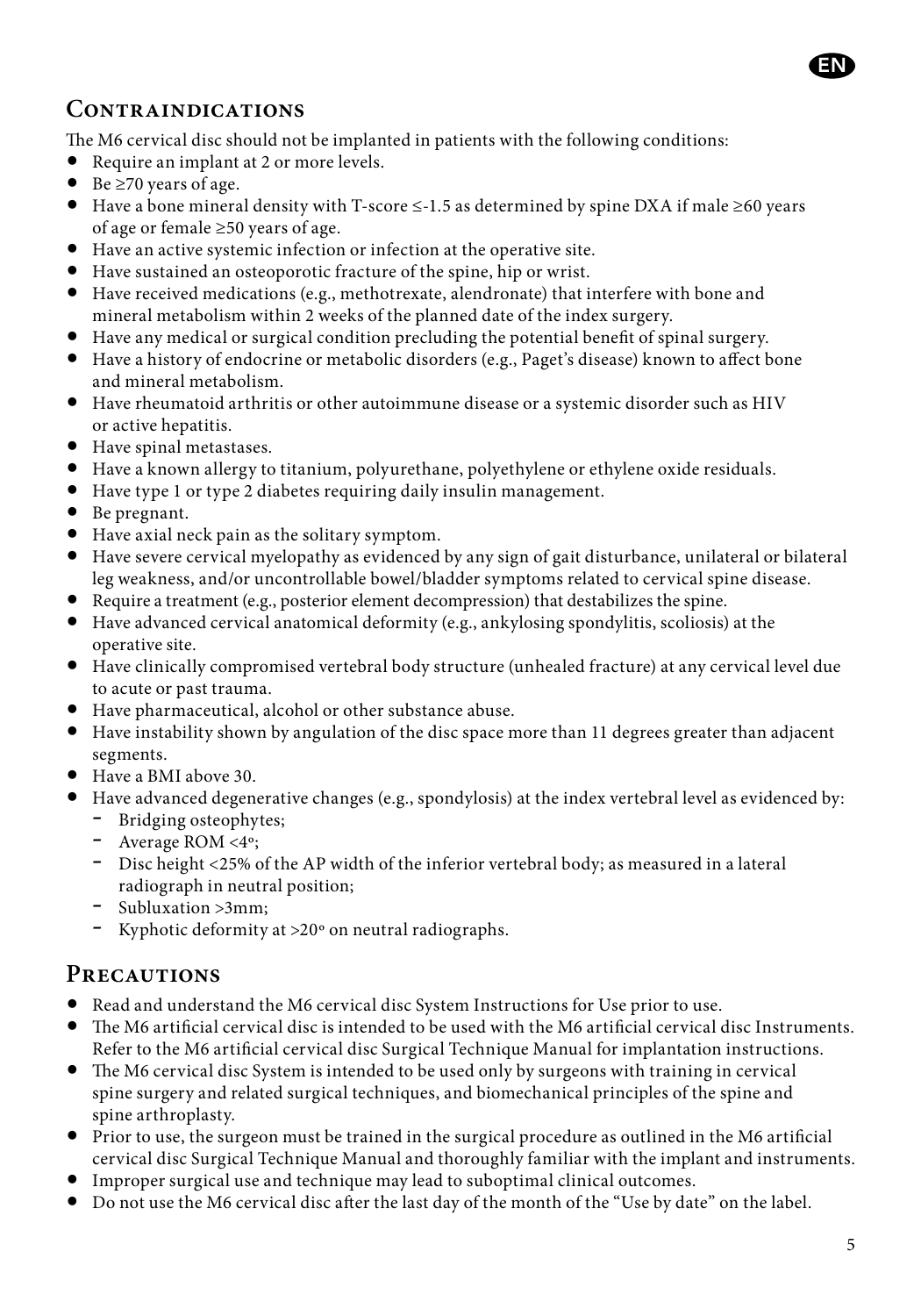## Contraindications

The M6 cervical disc should not be implanted in patients with the following conditions:

- Require an implant at 2 or more levels.
- Be ≥70 years of age.
- Have a bone mineral density with T-score ≤-1.5 as determined by spine DXA if male ≥60 years of age or female ≥50 years of age.
- Have an active systemic infection or infection at the operative site.
- Have sustained an osteoporotic fracture of the spine, hip or wrist.
- Have received medications (e.g., methotrexate, alendronate) that interfere with bone and mineral metabolism within 2 weeks of the planned date of the index surgery.
- Have any medical or surgical condition precluding the potential benefit of spinal surgery.
- Have a history of endocrine or metabolic disorders (e.g., Paget's disease) known to affect bone and mineral metabolism.
- Have rheumatoid arthritis or other autoimmune disease or a systemic disorder such as HIV or active hepatitis.
- Have spinal metastases.
- Have a known allergy to titanium, polyurethane, polyethylene or ethylene oxide residuals.
- Have type 1 or type 2 diabetes requiring daily insulin management.
- Be pregnant.
- Have axial neck pain as the solitary symptom.
- Have severe cervical myelopathy as evidenced by any sign of gait disturbance, unilateral or bilateral leg weakness, and/or uncontrollable bowel/bladder symptoms related to cervical spine disease.
- Require a treatment (e.g., posterior element decompression) that destabilizes the spine.
- Have advanced cervical anatomical deformity (e.g., ankylosing spondylitis, scoliosis) at the operative site.
- Have clinically compromised vertebral body structure (unhealed fracture) at any cervical level due to acute or past trauma.
- Have pharmaceutical, alcohol or other substance abuse.
- Have instability shown by angulation of the disc space more than 11 degrees greater than adjacent segments.
- Have a BMI above 30.
- Have advanced degenerative changes (e.g., spondylosis) at the index vertebral level as evidenced by:
  - Bridging osteophytes;
  - Average ROM <4º;
  - Disc height <25% of the AP width of the inferior vertebral body; as measured in a lateral radiograph in neutral position;
  - Subluxation >3mm;
  - Kyphotic deformity at >20º on neutral radiographs.

## Precautions

- Read and understand the M6 cervical disc System Instructions for Use prior to use.
- The M6 artificial cervical disc is intended to be used with the M6 artificial cervical disc Instruments. Refer to the M6 artificial cervical disc Surgical Technique Manual for implantation instructions.
- The M6 cervical disc System is intended to be used only by surgeons with training in cervical spine surgery and related surgical techniques, and biomechanical principles of the spine and spine arthroplasty.
- Prior to use, the surgeon must be trained in the surgical procedure as outlined in the M6 artificial cervical disc Surgical Technique Manual and thoroughly familiar with the implant and instruments.
- Improper surgical use and technique may lead to suboptimal clinical outcomes.
- Do not use the M6 cervical disc after the last day of the month of the "Use by date" on the label.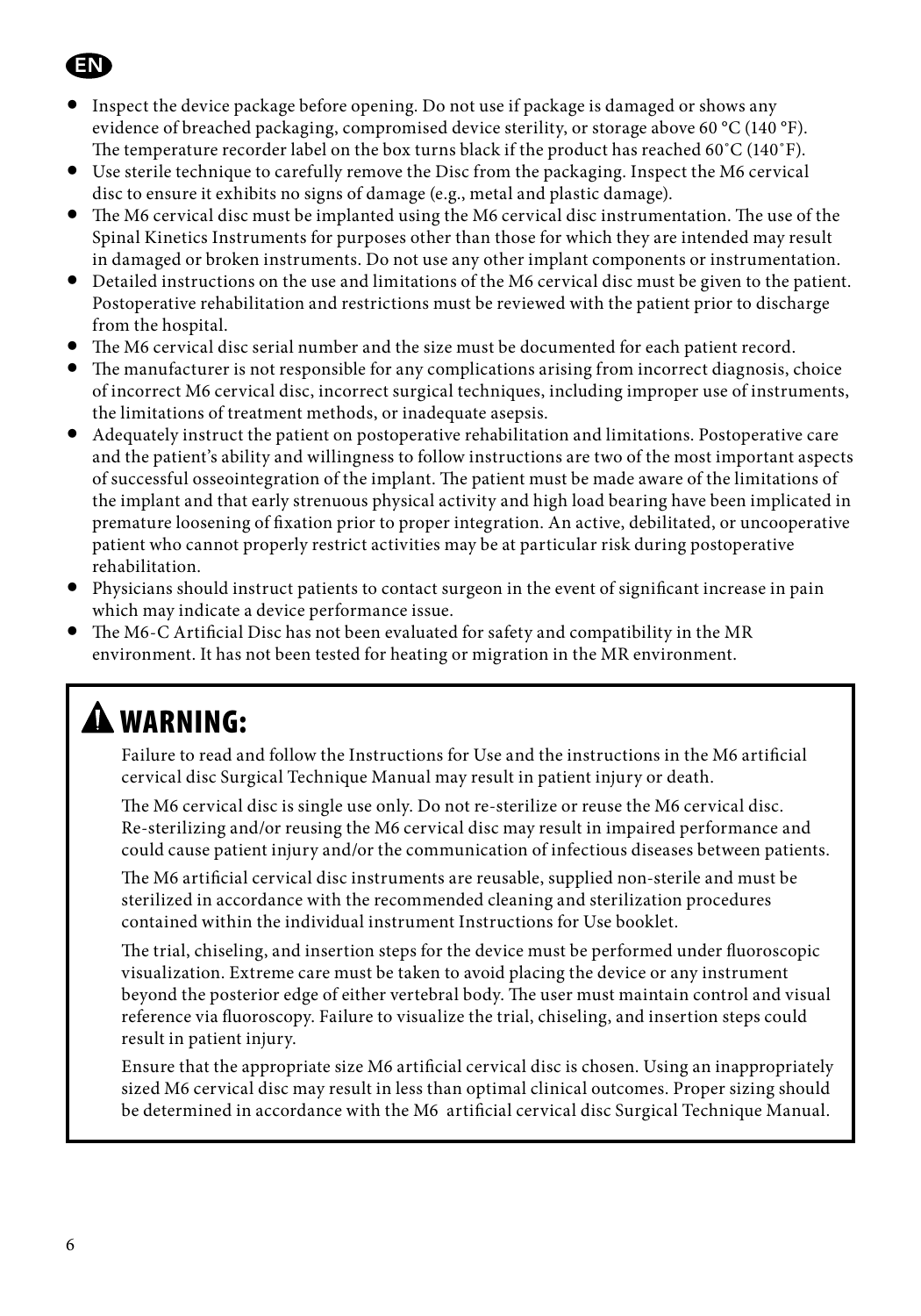EN

- Inspect the device package before opening. Do not use if package is damaged or shows any evidence of breached packaging, compromised device sterility, or storage above 60 °C (140 °F). The temperature recorder label on the box turns black if the product has reached 60˚C (140˚F).
- Use sterile technique to carefully remove the Disc from the packaging. Inspect the M6 cervical disc to ensure it exhibits no signs of damage (e.g., metal and plastic damage).
- The M6 cervical disc must be implanted using the M6 cervical disc instrumentation. The use of the Spinal Kinetics Instruments for purposes other than those for which they are intended may result in damaged or broken instruments. Do not use any other implant components or instrumentation.
- Detailed instructions on the use and limitations of the M6 cervical disc must be given to the patient. Postoperative rehabilitation and restrictions must be reviewed with the patient prior to discharge from the hospital.
- The M6 cervical disc serial number and the size must be documented for each patient record.
- The manufacturer is not responsible for any complications arising from incorrect diagnosis, choice of incorrect M6 cervical disc, incorrect surgical techniques, including improper use of instruments, the limitations of treatment methods, or inadequate asepsis.
- Adequately instruct the patient on postoperative rehabilitation and limitations. Postoperative care and the patient's ability and willingness to follow instructions are two of the most important aspects of successful osseointegration of the implant. The patient must be made aware of the limitations of the implant and that early strenuous physical activity and high load bearing have been implicated in premature loosening of fixation prior to proper integration. An active, debilitated, or uncooperative patient who cannot properly restrict activities may be at particular risk during postoperative rehabilitation.
- Physicians should instruct patients to contact surgeon in the event of significant increase in pain which may indicate a device performance issue.
- The M6-C Artificial Disc has not been evaluated for safety and compatibility in the MR environment. It has not been tested for heating or migration in the MR environment.

## ⚠ WARNING:

Failure to read and follow the Instructions for Use and the instructions in the M6 artificial cervical disc Surgical Technique Manual may result in patient injury or death.

The M6 cervical disc is single use only. Do not re-sterilize or reuse the M6 cervical disc. Re-sterilizing and/or reusing the M6 cervical disc may result in impaired performance and could cause patient injury and/or the communication of infectious diseases between patients.

The M6 artificial cervical disc instruments are reusable, supplied non-sterile and must be sterilized in accordance with the recommended cleaning and sterilization procedures contained within the individual instrument Instructions for Use booklet.

The trial, chiseling, and insertion steps for the device must be performed under fluoroscopic visualization. Extreme care must be taken to avoid placing the device or any instrument beyond the posterior edge of either vertebral body. The user must maintain control and visual reference via fluoroscopy. Failure to visualize the trial, chiseling, and insertion steps could result in patient injury.

Ensure that the appropriate size M6 artificial cervical disc is chosen. Using an inappropriately sized M6 cervical disc may result in less than optimal clinical outcomes. Proper sizing should be determined in accordance with the M6 artificial cervical disc Surgical Technique Manual.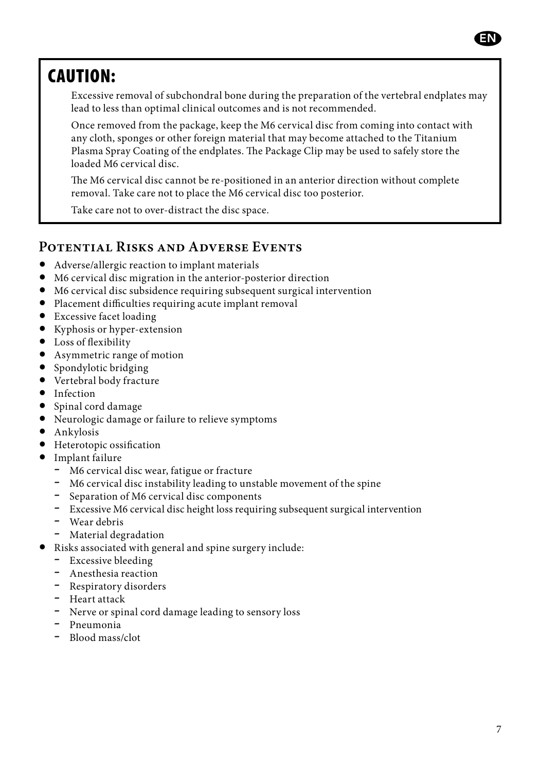## CAUTION:

Excessive removal of subchondral bone during the preparation of the vertebral endplates may lead to less than optimal clinical outcomes and is not recommended.

Once removed from the package, keep the M6 cervical disc from coming into contact with any cloth, sponges or other foreign material that may become attached to the Titanium Plasma Spray Coating of the endplates. The Package Clip may be used to safely store the loaded M6 cervical disc.

The M6 cervical disc cannot be re-positioned in an anterior direction without complete removal. Take care not to place the M6 cervical disc too posterior.

Take care not to over-distract the disc space.

## Potential Risks and Adverse Events

- Adverse/allergic reaction to implant materials
- M6 cervical disc migration in the anterior-posterior direction
- M6 cervical disc subsidence requiring subsequent surgical intervention
- Placement difficulties requiring acute implant removal
- Excessive facet loading
- Kyphosis or hyper-extension
- Loss of flexibility
- Asymmetric range of motion
- Spondylotic bridging
- Vertebral body fracture
- Infection
- Spinal cord damage
- Neurologic damage or failure to relieve symptoms
- Ankylosis
- Heterotopic ossification
- Implant failure
  - M6 cervical disc wear, fatigue or fracture
  - M6 cervical disc instability leading to unstable movement of the spine
  - Separation of M6 cervical disc components
  - Excessive M6 cervical disc height loss requiring subsequent surgical intervention
  - Wear debris
  - Material degradation
- Risks associated with general and spine surgery include:
  - Excessive bleeding
  - Anesthesia reaction
  - Respiratory disorders
  - Heart attack
  - Nerve or spinal cord damage leading to sensory loss
  - Pneumonia
  - Blood mass/clot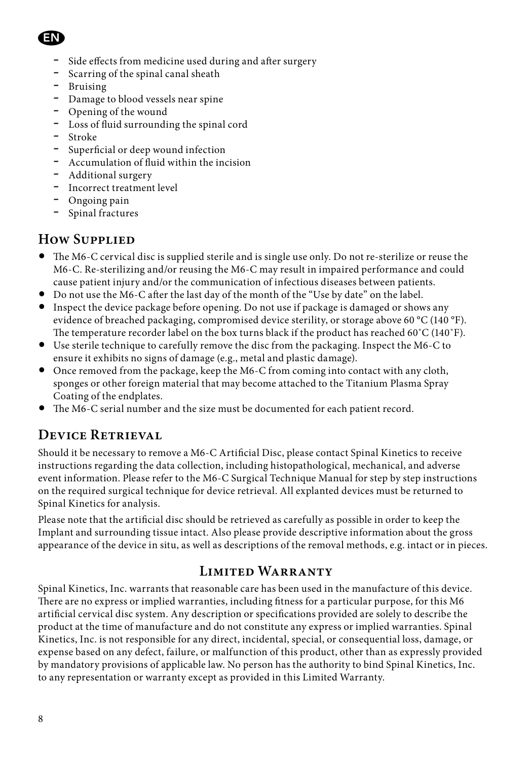- Side effects from medicine used during and after surgery
- Scarring of the spinal canal sheath
- Bruising
- Damage to blood vessels near spine
- Opening of the wound
- Loss of fluid surrounding the spinal cord
- Stroke
- Superficial or deep wound infection
- Accumulation of fluid within the incision
- Additional surgery
- Incorrect treatment level
- Ongoing pain
- Spinal fractures

## How Supplied

- The M6-C cervical disc is supplied sterile and is single use only. Do not re-sterilize or reuse the M6-C. Re-sterilizing and/or reusing the M6-C may result in impaired performance and could cause patient injury and/or the communication of infectious diseases between patients.
- Do not use the M6-C after the last day of the month of the "Use by date" on the label.
- Inspect the device package before opening. Do not use if package is damaged or shows any evidence of breached packaging, compromised device sterility, or storage above 60 °C (140 °F). The temperature recorder label on the box turns black if the product has reached 60˚C (140˚F).
- Use sterile technique to carefully remove the disc from the packaging. Inspect the M6-C to ensure it exhibits no signs of damage (e.g., metal and plastic damage).
- Once removed from the package, keep the M6-C from coming into contact with any cloth, sponges or other foreign material that may become attached to the Titanium Plasma Spray Coating of the endplates.
- The M6-C serial number and the size must be documented for each patient record.

## Device Retrieval

Should it be necessary to remove a M6-C Artificial Disc, please contact Spinal Kinetics to receive instructions regarding the data collection, including histopathological, mechanical, and adverse event information. Please refer to the M6-C Surgical Technique Manual for step by step instructions on the required surgical technique for device retrieval. All explanted devices must be returned to Spinal Kinetics for analysis.

Please note that the artificial disc should be retrieved as carefully as possible in order to keep the Implant and surrounding tissue intact. Also please provide descriptive information about the gross appearance of the device in situ, as well as descriptions of the removal methods, e.g. intact or in pieces.

## Limited Warranty

Spinal Kinetics, Inc. warrants that reasonable care has been used in the manufacture of this device. There are no express or implied warranties, including fitness for a particular purpose, for this M6 artificial cervical disc system. Any description or specifications provided are solely to describe the product at the time of manufacture and do not constitute any express or implied warranties. Spinal Kinetics, Inc. is not responsible for any direct, incidental, special, or consequential loss, damage, or expense based on any defect, failure, or malfunction of this product, other than as expressly provided by mandatory provisions of applicable law. No person has the authority to bind Spinal Kinetics, Inc. to any representation or warranty except as provided in this Limited Warranty.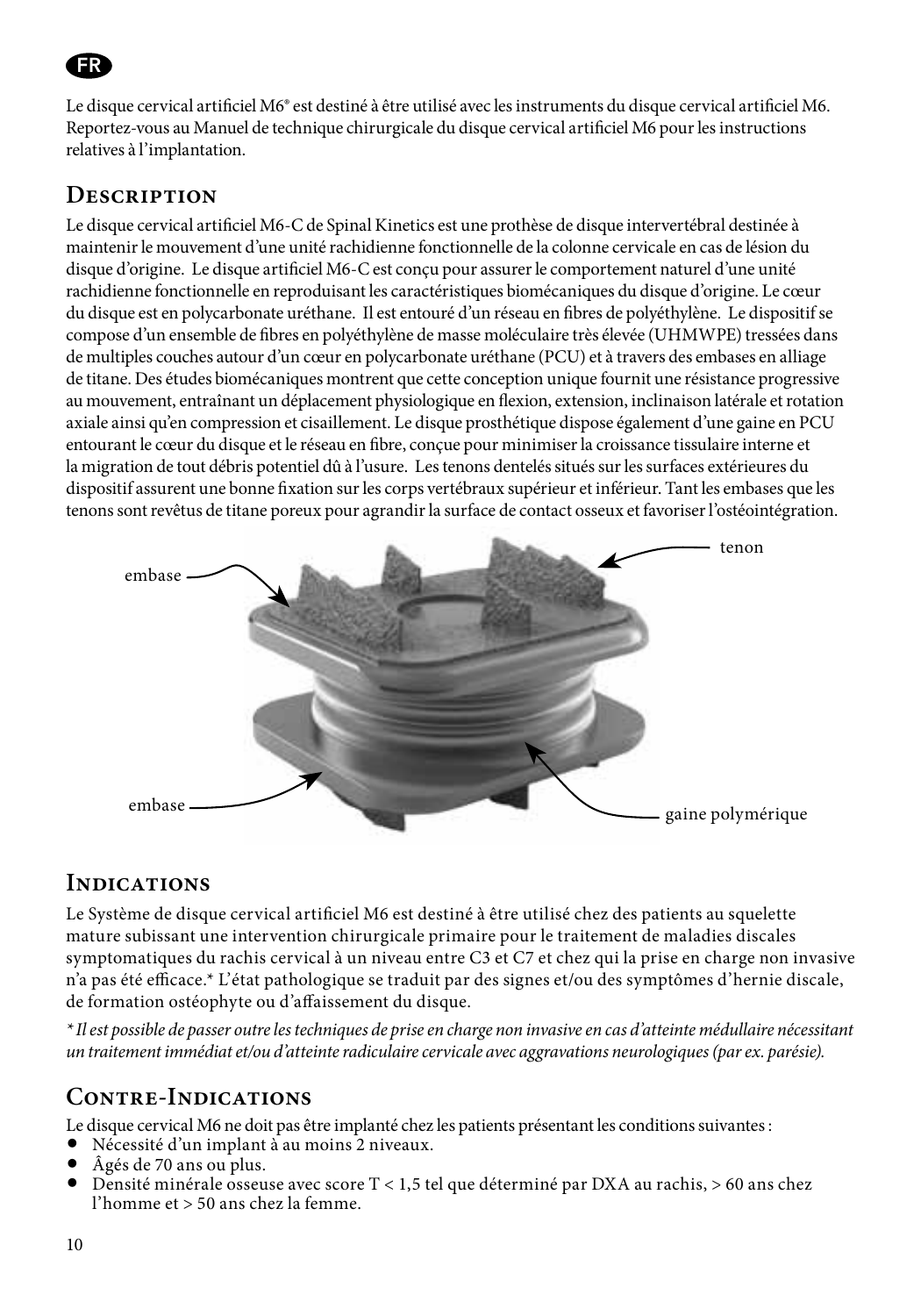FR

Le disque cervical artificiel M6® est destiné à être utilisé avec les instruments du disque cervical artificiel M6. Reportez-vous au Manuel de technique chirurgicale du disque cervical artificiel M6 pour les instructions relatives à l'implantation.

## Description

Le disque cervical artificiel M6-C de Spinal Kinetics est une prothèse de disque intervertébral destinée à maintenir le mouvement d'une unité rachidienne fonctionnelle de la colonne cervicale en cas de lésion du disque d'origine. Le disque artificiel M6-C est conçu pour assurer le comportement naturel d'une unité rachidienne fonctionnelle en reproduisant les caractéristiques biomécaniques du disque d'origine. Le cœur du disque est en polycarbonate uréthane. Il est entouré d'un réseau en fibres de polyéthylène. Le dispositif se compose d'un ensemble de fibres en polyéthylène de masse moléculaire très élevée (UHMWPE) tressées dans de multiples couches autour d'un cœur en polycarbonate uréthane (PCU) et à travers des embases en alliage de titane. Des études biomécaniques montrent que cette conception unique fournit une résistance progressive au mouvement, entraînant un déplacement physiologique en flexion, extension, inclinaison latérale et rotation axiale ainsi qu'en compression et cisaillement. Le disque prosthétique dispose également d'une gaine en PCU entourant le cœur du disque et le réseau en fibre, conçue pour minimiser la croissance tissulaire interne et la migration de tout débris potentiel dû à l'usure. Les tenons dentelés situés sur les surfaces extérieures du dispositif assurent une bonne fixation sur les corps vertébraux supérieur et inférieur. Tant les embases que les tenons sont revêtus de titane poreux pour agrandir la surface de contact osseux et favoriser l'ostéointégration.

embase

tenon

embase

gaine polymérique

## Indications

Le Système de disque cervical artificiel M6 est destiné à être utilisé chez des patients au squelette mature subissant une intervention chirurgicale primaire pour le traitement de maladies discales symptomatiques du rachis cervical à un niveau entre C3 et C7 et chez qui la prise en charge non invasive n'a pas été efficace.* L'état pathologique se traduit par des signes et/ou des symptômes d'hernie discale, de formation ostéophyte ou d'affaissement du disque.

*\* Il est possible de passer outre les techniques de prise en charge non invasive en cas d'atteinte médullaire nécessitant un traitement immédiat et/ou d'atteinte radiculaire cervicale avec aggravations neurologiques (par ex. parésie).*

## Contre-Indications

Le disque cervical M6 ne doit pas être implanté chez les patients présentant les conditions suivantes :

- Nécessité d'un implant à au moins 2 niveaux.
- Âgés de 70 ans ou plus.
- Densité minérale osseuse avec score T < 1,5 tel que déterminé par DXA au rachis, > 60 ans chez l'homme et > 50 ans chez la femme.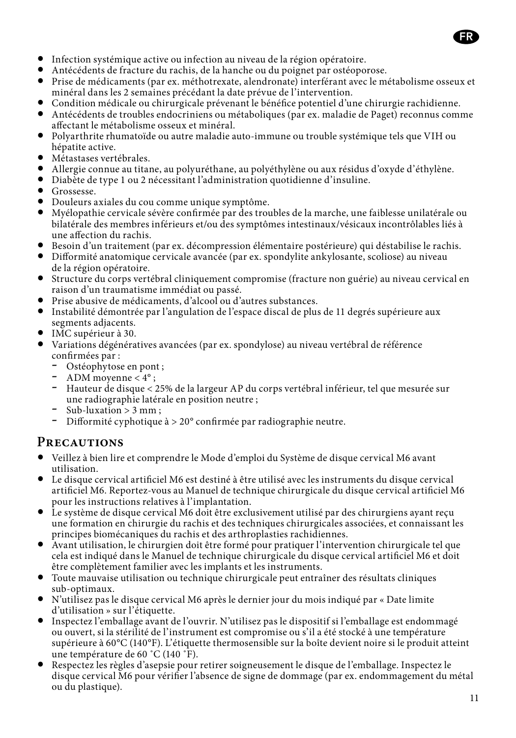- Infection systémique active ou infection au niveau de la région opératoire.
- Antécédents de fracture du rachis, de la hanche ou du poignet par ostéoporose.
- Prise de médicaments (par ex. méthotrexate, alendronate) interférant avec le métabolisme osseux et minéral dans les 2 semaines précédant la date prévue de l'intervention.
- Condition médicale ou chirurgicale prévenant le bénéfice potentiel d'une chirurgie rachidienne.
- Antécédents de troubles endocriniens ou métaboliques (par ex. maladie de Paget) reconnus comme affectant le métabolisme osseux et minéral.
- Polyarthrite rhumatoïde ou autre maladie auto-immune ou trouble systémique tels que VIH ou hépatite active.
- Métastases vertébrales.
- Allergie connue au titane, au polyuréthane, au polyéthylène ou aux résidus d'oxyde d'éthylène.
- Diabète de type 1 ou 2 nécessitant l'administration quotidienne d'insuline.
- Grossesse.
- Douleurs axiales du cou comme unique symptôme.
- Myélopathie cervicale sévère confirmée par des troubles de la marche, une faiblesse unilatérale ou bilatérale des membres inférieurs et/ou des symptômes intestinaux/vésicaux incontrôlables liés à une affection du rachis.
- Besoin d'un traitement (par ex. décompression élémentaire postérieure) qui déstabilise le rachis.
- Difformité anatomique cervicale avancée (par ex. spondylite ankylosante, scoliose) au niveau de la région opératoire.
- Structure du corps vertébral cliniquement compromise (fracture non guérie) au niveau cervical en raison d'un traumatisme immédiat ou passé.
- Prise abusive de médicaments, d'alcool ou d'autres substances.
- Instabilité démontrée par l'angulation de l'espace discal de plus de 11 degrés supérieure aux segments adjacents.
- IMC supérieur à 30.
- Variations dégénératives avancées (par ex. spondylose) au niveau vertébral de référence confirmées par :
  - Ostéophytose en pont ;
  - ADM moyenne < 4° ;
  - Hauteur de disque < 25% de la largeur AP du corps vertébral inférieur, tel que mesurée sur une radiographie latérale en position neutre ;
  - Sub-luxation > 3 mm ;
  - Difformité cyphotique à > 20° confirmée par radiographie neutre.

## Precautions

- Veillez à bien lire et comprendre le Mode d'emploi du Système de disque cervical M6 avant utilisation.
- Le disque cervical artificiel M6 est destiné à être utilisé avec les instruments du disque cervical artificiel M6. Reportez-vous au Manuel de technique chirurgicale du disque cervical artificiel M6 pour les instructions relatives à l'implantation.
- Le système de disque cervical M6 doit être exclusivement utilisé par des chirurgiens ayant reçu une formation en chirurgie du rachis et des techniques chirurgicales associées, et connaissant les principes biomécaniques du rachis et des arthroplasties rachidiennes.
- Avant utilisation, le chirurgien doit être formé pour pratiquer l'intervention chirurgicale tel que cela est indiqué dans le Manuel de technique chirurgicale du disque cervical artificiel M6 et doit être complètement familier avec les implants et les instruments.
- Toute mauvaise utilisation ou technique chirurgicale peut entraîner des résultats cliniques sub-optimaux.
- N'utilisez pas le disque cervical M6 après le dernier jour du mois indiqué par « Date limite d'utilisation » sur l'étiquette.
- Inspectez l'emballage avant de l'ouvrir. N'utilisez pas le dispositif si l'emballage est endommagé ou ouvert, si la stérilité de l'instrument est compromise ou s'il a été stocké à une température supérieure à 60°C (140°F). L'étiquette thermosensible sur la boîte devient noire si le produit atteint une température de 60 ˚C (140 ˚F).
- Respectez les règles d'asepsie pour retirer soigneusement le disque de l'emballage. Inspectez le disque cervical M6 pour vérifier l'absence de signe de dommage (par ex. endommagement du métal ou du plastique).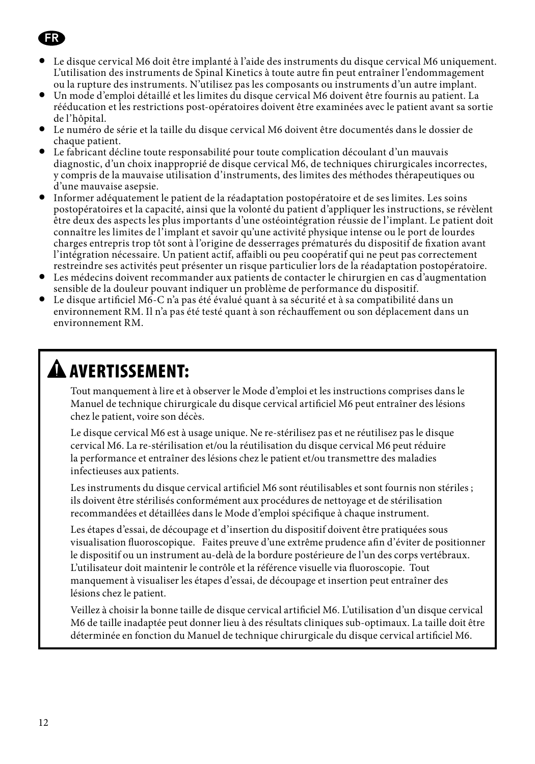FR

- Le disque cervical M6 doit être implanté à l'aide des instruments du disque cervical M6 uniquement. L'utilisation des instruments de Spinal Kinetics à toute autre fin peut entraîner l'endommagement ou la rupture des instruments. N'utilisez pas les composants ou instruments d'un autre implant.
- Un mode d'emploi détaillé et les limites du disque cervical M6 doivent être fournis au patient. La rééducation et les restrictions post-opératoires doivent être examinées avec le patient avant sa sortie de l'hôpital.
- Le numéro de série et la taille du disque cervical M6 doivent être documentés dans le dossier de chaque patient.
- Le fabricant décline toute responsabilité pour toute complication découlant d'un mauvais diagnostic, d'un choix inapproprié de disque cervical M6, de techniques chirurgicales incorrectes, y compris de la mauvaise utilisation d'instruments, des limites des méthodes thérapeutiques ou d'une mauvaise asepsie.
- Informer adéquatement le patient de la réadaptation postopératoire et de ses limites. Les soins postopératoires et la capacité, ainsi que la volonté du patient d'appliquer les instructions, se révèlent être deux des aspects les plus importants d'une ostéointégration réussie de l'implant. Le patient doit connaître les limites de l'implant et savoir qu'une activité physique intense ou le port de lourdes charges entrepris trop tôt sont à l'origine de desserrages prématurés du dispositif de fixation avant l'intégration nécessaire. Un patient actif, affaibli ou peu coopératif qui ne peut pas correctement restreindre ses activités peut présenter un risque particulier lors de la réadaptation postopératoire.
- Les médecins doivent recommander aux patients de contacter le chirurgien en cas d'augmentation sensible de la douleur pouvant indiquer un problème de performance du dispositif.
- Le disque artificiel M6-C n'a pas été évalué quant à sa sécurité et à sa compatibilité dans un environnement RM. Il n'a pas été testé quant à son réchauffement ou son déplacement dans un environnement RM.

## ⚠ AVERTISSEMENT:

Tout manquement à lire et à observer le Mode d'emploi et les instructions comprises dans le Manuel de technique chirurgicale du disque cervical artificiel M6 peut entraîner des lésions chez le patient, voire son décès.

Le disque cervical M6 est à usage unique. Ne re-stérilisez pas et ne réutilisez pas le disque cervical M6. La re-stérilisation et/ou la réutilisation du disque cervical M6 peut réduire la performance et entraîner des lésions chez le patient et/ou transmettre des maladies infectieuses aux patients.

Les instruments du disque cervical artificiel M6 sont réutilisables et sont fournis non stériles ; ils doivent être stérilisés conformément aux procédures de nettoyage et de stérilisation recommandées et détaillées dans le Mode d'emploi spécifique à chaque instrument.

Les étapes d'essai, de découpage et d'insertion du dispositif doivent être pratiquées sous visualisation fluoroscopique. Faites preuve d'une extrême prudence afin d'éviter de positionner le dispositif ou un instrument au-delà de la bordure postérieure de l'un des corps vertébraux. L'utilisateur doit maintenir le contrôle et la référence visuelle via fluoroscopie. Tout manquement à visualiser les étapes d'essai, de découpage et insertion peut entraîner des lésions chez le patient.

Veillez à choisir la bonne taille de disque cervical artificiel M6. L'utilisation d'un disque cervical M6 de taille inadaptée peut donner lieu à des résultats cliniques sub-optimaux. La taille doit être déterminée en fonction du Manuel de technique chirurgicale du disque cervical artificiel M6.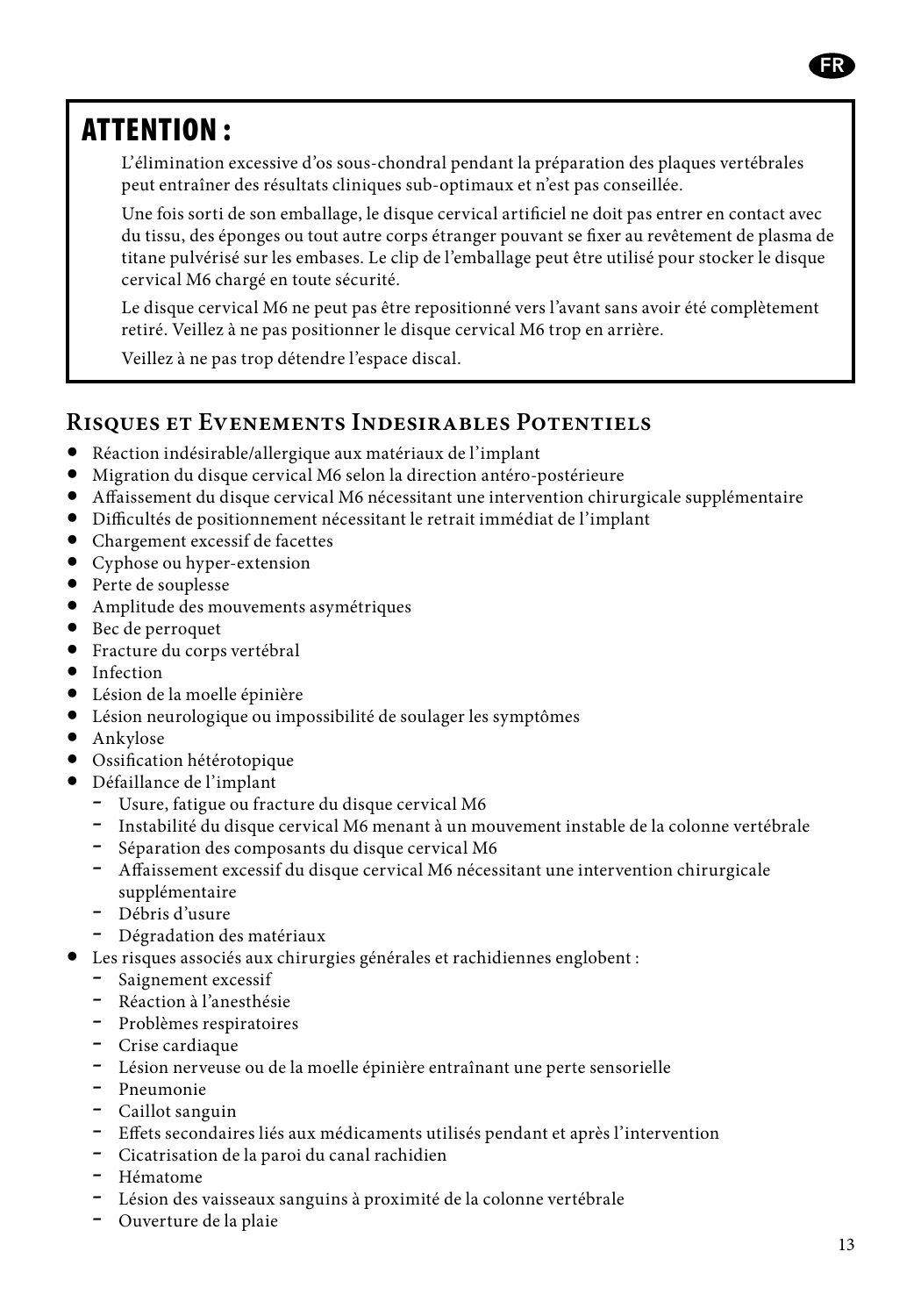## ATTENTION :

L'élimination excessive d'os sous-chondral pendant la préparation des plaques vertébrales peut entraîner des résultats cliniques sub-optimaux et n'est pas conseillée.

Une fois sorti de son emballage, le disque cervical artificiel ne doit pas entrer en contact avec du tissu, des éponges ou tout autre corps étranger pouvant se fixer au revêtement de plasma de titane pulvérisé sur les embases. Le clip de l'emballage peut être utilisé pour stocker le disque cervical M6 chargé en toute sécurité.

Le disque cervical M6 ne peut pas être repositionné vers l'avant sans avoir été complètement retiré. Veillez à ne pas positionner le disque cervical M6 trop en arrière.

Veillez à ne pas trop détendre l'espace discal.

## Risques et Evenements Indesirables Potentiels

- Réaction indésirable/allergique aux matériaux de l'implant
- Migration du disque cervical M6 selon la direction antéro-postérieure
- Affaissement du disque cervical M6 nécessitant une intervention chirurgicale supplémentaire
- Difficultés de positionnement nécessitant le retrait immédiat de l'implant
- Chargement excessif de facettes
- Cyphose ou hyper-extension
- Perte de souplesse
- Amplitude des mouvements asymétriques
- Bec de perroquet
- Fracture du corps vertébral
- Infection
- Lésion de la moelle épinière
- Lésion neurologique ou impossibilité de soulager les symptômes
- Ankylose
- Ossification hétérotopique
- Défaillance de l'implant
  - Usure, fatigue ou fracture du disque cervical M6
  - Instabilité du disque cervical M6 menant à un mouvement instable de la colonne vertébrale
  - Séparation des composants du disque cervical M6
  - Affaissement excessif du disque cervical M6 nécessitant une intervention chirurgicale supplémentaire
  - Débris d'usure
  - Dégradation des matériaux
- Les risques associés aux chirurgies générales et rachidiennes englobent :
  - Saignement excessif
  - Réaction à l'anesthésie
  - Problèmes respiratoires
  - Crise cardiaque
  - Lésion nerveuse ou de la moelle épinière entraînant une perte sensorielle
  - Pneumonie
  - Caillot sanguin
  - Effets secondaires liés aux médicaments utilisés pendant et après l'intervention
  - Cicatrisation de la paroi du canal rachidien
  - Hématome
  - Lésion des vaisseaux sanguins à proximité de la colonne vertébrale
  - Ouverture de la plaie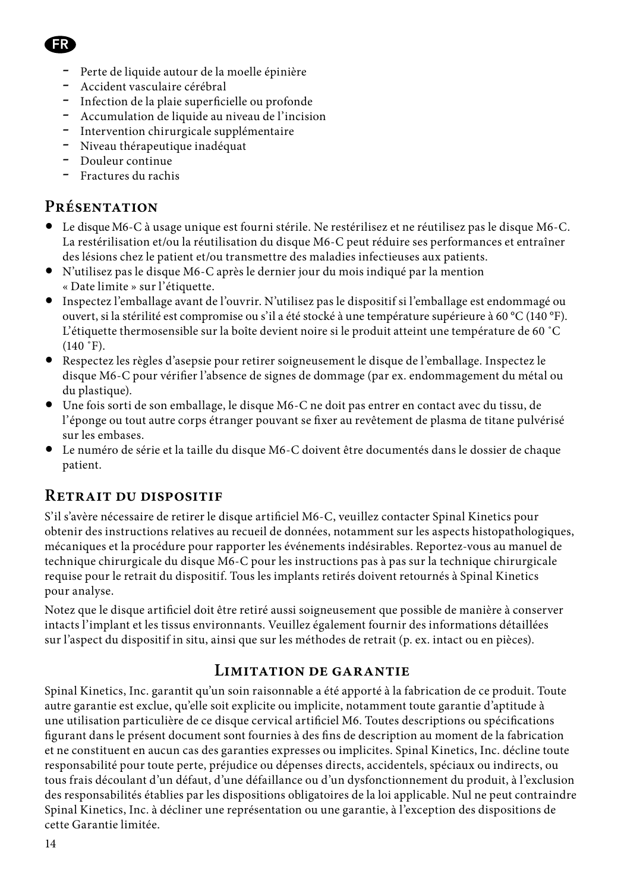- Perte de liquide autour de la moelle épinière
- Accident vasculaire cérébral
- Infection de la plaie superficielle ou profonde
- Accumulation de liquide au niveau de l'incision
- Intervention chirurgicale supplémentaire
- Niveau thérapeutique inadéquat
- Douleur continue
- Fractures du rachis

## Présentation

- Le disque M6-C à usage unique est fourni stérile. Ne restérilisez et ne réutilisez pas le disque M6-C. La restérilisation et/ou la réutilisation du disque M6-C peut réduire ses performances et entraîner des lésions chez le patient et/ou transmettre des maladies infectieuses aux patients.
- N'utilisez pas le disque M6-C après le dernier jour du mois indiqué par la mention « Date limite » sur l'étiquette.
- Inspectez l'emballage avant de l'ouvrir. N'utilisez pas le dispositif si l'emballage est endommagé ou ouvert, si la stérilité est compromise ou s'il a été stocké à une température supérieure à 60 °C (140 °F). L'étiquette thermosensible sur la boîte devient noire si le produit atteint une température de 60 ˚C (140 ˚F).
- Respectez les règles d'asepsie pour retirer soigneusement le disque de l'emballage. Inspectez le disque M6-C pour vérifier l'absence de signes de dommage (par ex. endommagement du métal ou du plastique).
- Une fois sorti de son emballage, le disque M6-C ne doit pas entrer en contact avec du tissu, de l'éponge ou tout autre corps étranger pouvant se fixer au revêtement de plasma de titane pulvérisé sur les embases.
- Le numéro de série et la taille du disque M6-C doivent être documentés dans le dossier de chaque patient.

## Retrait du dispositif

S'il s'avère nécessaire de retirer le disque artificiel M6-C, veuillez contacter Spinal Kinetics pour obtenir des instructions relatives au recueil de données, notamment sur les aspects histopathologiques, mécaniques et la procédure pour rapporter les événements indésirables. Reportez-vous au manuel de technique chirurgicale du disque M6-C pour les instructions pas à pas sur la technique chirurgicale requise pour le retrait du dispositif. Tous les implants retirés doivent retournés à Spinal Kinetics pour analyse.

Notez que le disque artificiel doit être retiré aussi soigneusement que possible de manière à conserver intacts l'implant et les tissus environnants. Veuillez également fournir des informations détaillées sur l'aspect du dispositif in situ, ainsi que sur les méthodes de retrait (p. ex. intact ou en pièces).

## Limitation de garantie

Spinal Kinetics, Inc. garantit qu'un soin raisonnable a été apporté à la fabrication de ce produit. Toute autre garantie est exclue, qu'elle soit explicite ou implicite, notamment toute garantie d'aptitude à une utilisation particulière de ce disque cervical artificiel M6. Toutes descriptions ou spécifications figurant dans le présent document sont fournies à des fins de description au moment de la fabrication et ne constituent en aucun cas des garanties expresses ou implicites. Spinal Kinetics, Inc. décline toute responsabilité pour toute perte, préjudice ou dépenses directs, accidentels, spéciaux ou indirects, ou tous frais découlant d'un défaut, d'une défaillance ou d'un dysfonctionnement du produit, à l'exclusion des responsabilités établies par les dispositions obligatoires de la loi applicable. Nul ne peut contraindre Spinal Kinetics, Inc. à décliner une représentation ou une garantie, à l'exception des dispositions de cette Garantie limitée.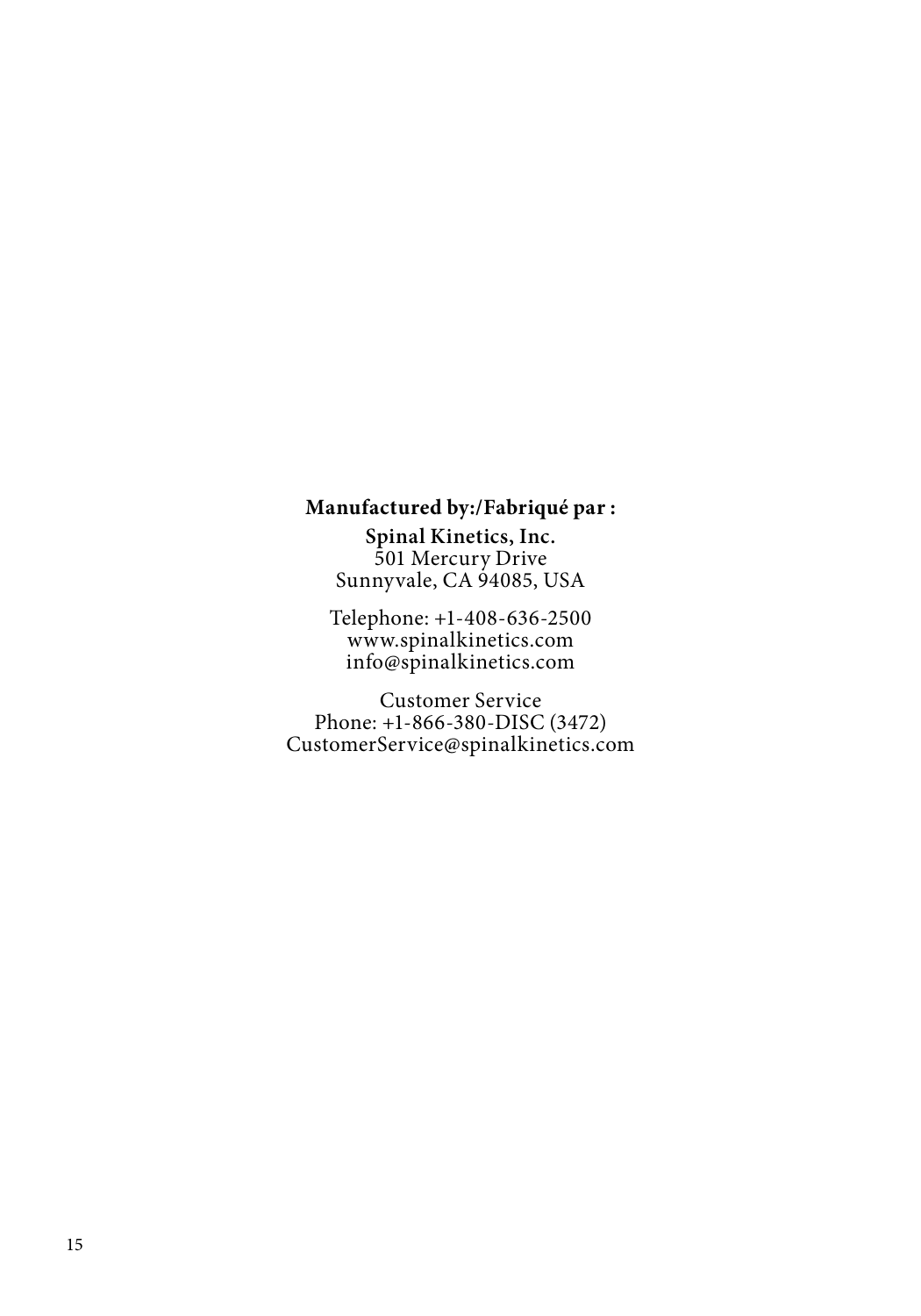**Manufactured by:/Fabriqué par :**

**Spinal Kinetics, Inc.**
501 Mercury Drive
Sunnyvale, CA 94085, USA

Telephone: +1-408-636-2500
www.spinalkinetics.com
info@spinalkinetics.com

Customer Service
Phone: +1-866-380-DISC (3472)
CustomerService@spinalkinetics.com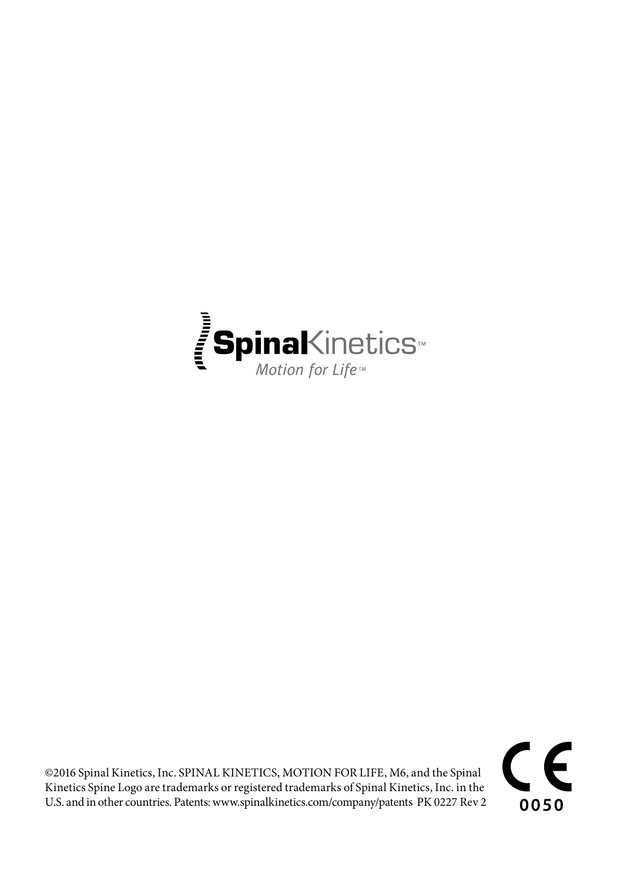SpinalKinetics™

*Motion for Life™*

©2016 Spinal Kinetics, Inc. SPINAL KINETICS, MOTION FOR LIFE, M6, and the Spinal Kinetics Spine Logo are trademarks or registered trademarks of Spinal Kinetics, Inc. in the U.S. and in other countries. Patents: www.spinalkinetics.com/company/patents PK 0227 Rev 2

CE 0050